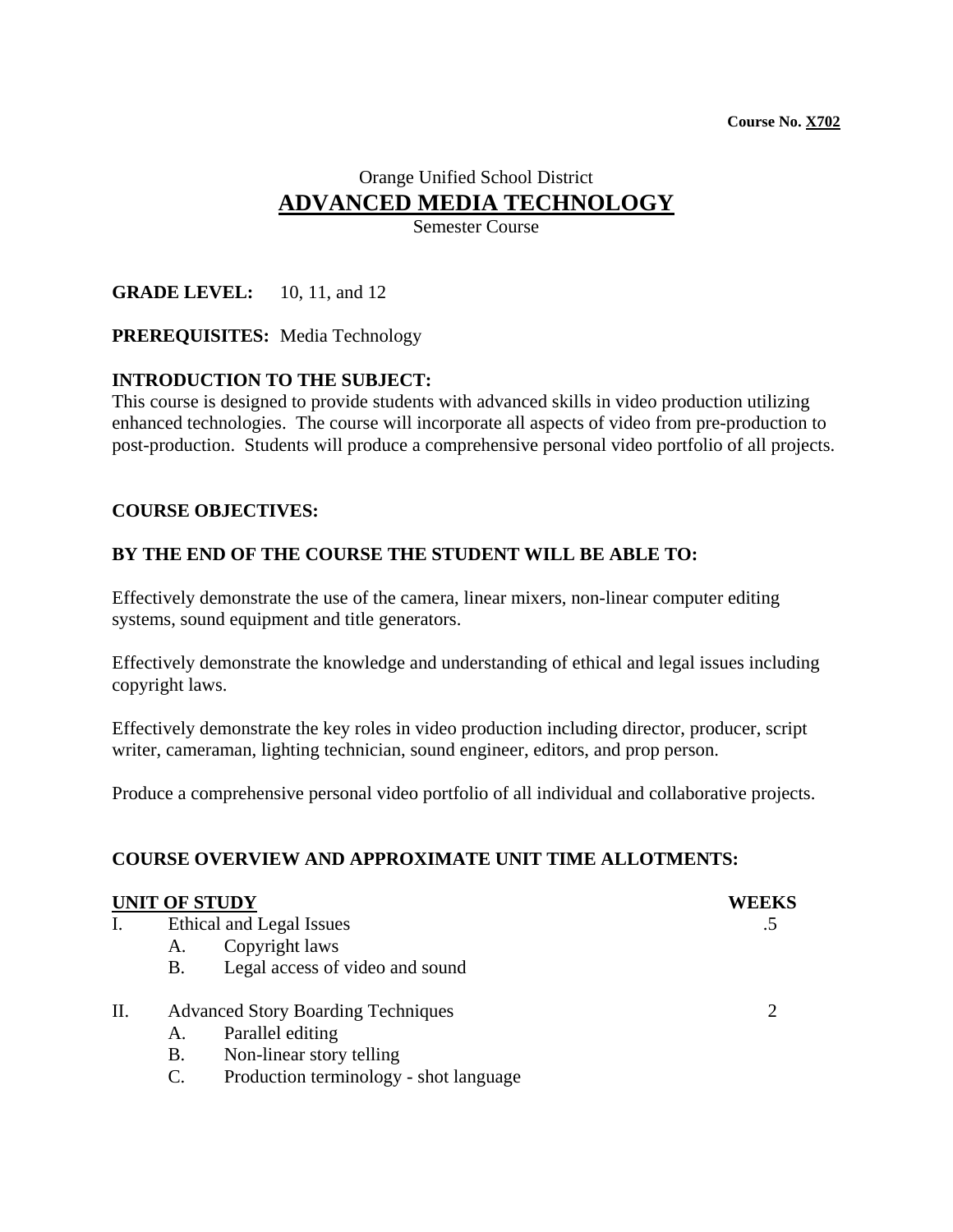**Course No. X702**

# Orange Unified School District
# ADVANCED MEDIA TECHNOLOGY
Semester Course

**GRADE LEVEL:** 10, 11, and 12

**PREREQUISITES:** Media Technology

## INTRODUCTION TO THE SUBJECT:

This course is designed to provide students with advanced skills in video production utilizing enhanced technologies. The course will incorporate all aspects of video from pre-production to post-production. Students will produce a comprehensive personal video portfolio of all projects.

## COURSE OBJECTIVES:

## BY THE END OF THE COURSE THE STUDENT WILL BE ABLE TO:

Effectively demonstrate the use of the camera, linear mixers, non-linear computer editing systems, sound equipment and title generators.

Effectively demonstrate the knowledge and understanding of ethical and legal issues including copyright laws.

Effectively demonstrate the key roles in video production including director, producer, script writer, cameraman, lighting technician, sound engineer, editors, and prop person.

Produce a comprehensive personal video portfolio of all individual and collaborative projects.

## COURSE OVERVIEW AND APPROXIMATE UNIT TIME ALLOTMENTS:

| UNIT OF STUDY | WEEKS |
|---|---|
| I. Ethical and Legal Issues | .5 |
| A. Copyright laws | |
| B. Legal access of video and sound | |
| II. Advanced Story Boarding Techniques | 2 |
| A. Parallel editing | |
| B. Non-linear story telling | |
| C. Production terminology - shot language | |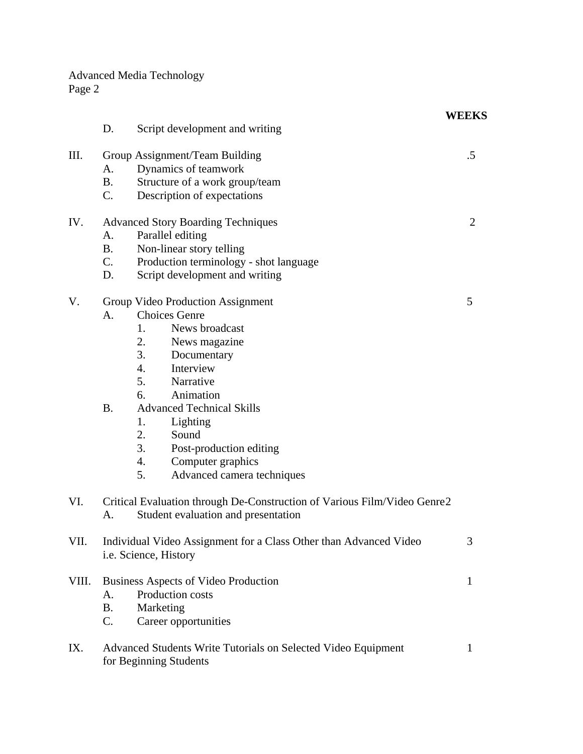| | | WEEKS |
|---|---|---|
| | D. Script development and writing | |
| III. | Group Assignment/Team Building | .5 |
| | A. Dynamics of teamwork | |
| | B. Structure of a work group/team | |
| | C. Description of expectations | |
| IV. | Advanced Story Boarding Techniques | 2 |
| | A. Parallel editing | |
| | B. Non-linear story telling | |
| | C. Production terminology - shot language | |
| | D. Script development and writing | |
| V. | Group Video Production Assignment | 5 |
| | A. Choices Genre | |
| | 1. News broadcast | |
| | 2. News magazine | |
| | 3. Documentary | |
| | 4. Interview | |
| | 5. Narrative | |
| | 6. Animation | |
| | B. Advanced Technical Skills | |
| | 1. Lighting | |
| | 2. Sound | |
| | 3. Post-production editing | |
| | 4. Computer graphics | |
| | 5. Advanced camera techniques | |
| VI. | Critical Evaluation through De-Construction of Various Film/Video Genre | 2 |
| | A. Student evaluation and presentation | |
| VII. | Individual Video Assignment for a Class Other than Advanced Video i.e. Science, History | 3 |
| VIII. | Business Aspects of Video Production | 1 |
| | A. Production costs | |
| | B. Marketing | |
| | C. Career opportunities | |
| IX. | Advanced Students Write Tutorials on Selected Video Equipment for Beginning Students | 1 |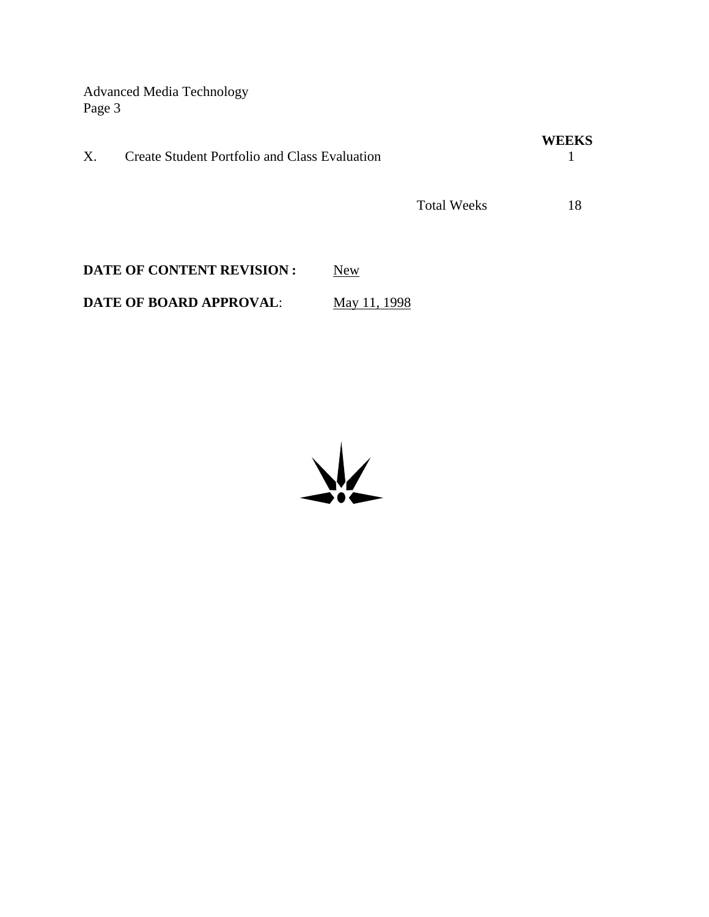| | | WEEKS |
|---|---|---|
| X. | Create Student Portfolio and Class Evaluation | 1 |
| | Total Weeks | 18 |

**DATE OF CONTENT REVISION :** New

**DATE OF BOARD APPROVAL**: May 11, 1998